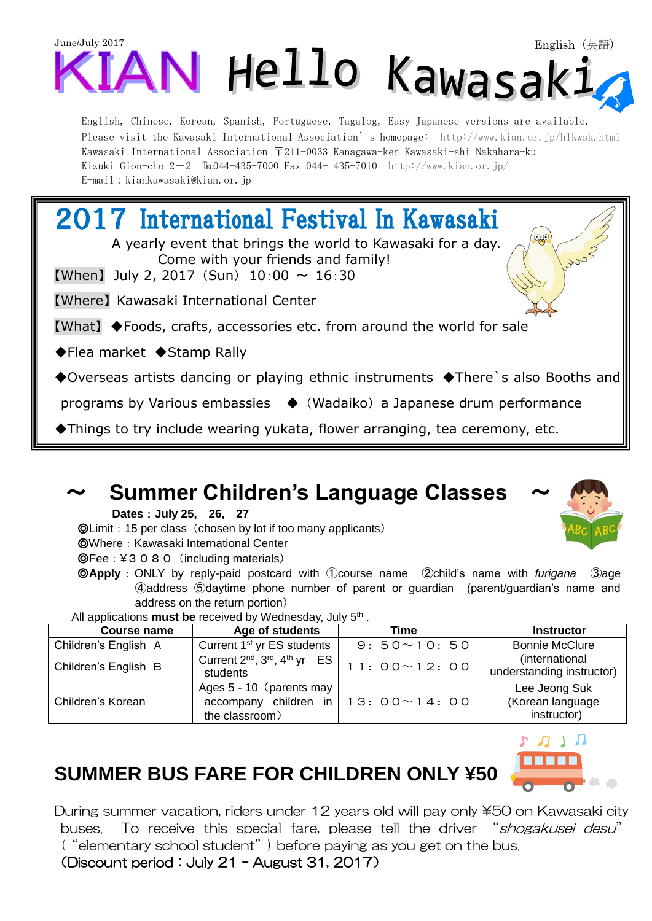June/July 2017

English（英語）

# KIAN Hello Kawasaki

English, Chinese, Korean, Spanish, Portuguese, Tagalog, Easy Japanese versions are available.
Please visit the Kawasaki International Association's homepage: http://www.kian.or.jp/hlkwsk.html
Kawasaki International Association 〒211-0033 Kanagawa-ken Kawasaki-shi Nakahara-ku
Kizuki Gion-cho 2－2 ℡044-435-7000 Fax 044- 435-7010 http://www.kian.or.jp/
E-mail：kiankawasaki@kian.or.jp

## 2017 International Festival In Kawasaki

A yearly event that brings the world to Kawasaki for a day.
Come with your friends and family!

【When】 July 2, 2017（Sun） 10:00 ～ 16:30

【Where】 Kawasaki International Center

【What】 ◆Foods, crafts, accessories etc. from around the world for sale

◆Flea market ◆Stamp Rally

◆Overseas artists dancing or playing ethnic instruments ◆There`s also Booths and programs by Various embassies ◆（Wadaiko）a Japanese drum performance

◆Things to try include wearing yukata, flower arranging, tea ceremony, etc.

## ～ Summer Children's Language Classes ～

**Dates：July 25, 26, 27**

◎Limit：15 per class（chosen by lot if too many applicants）
◎Where：Kawasaki International Center
◎Fee：￥３０８０（including materials）
◎**Apply**：ONLY by reply-paid postcard with ①course name ②child's name with *furigana* ③age ④address ⑤daytime phone number of parent or guardian (parent/guardian's name and address on the return portion)

All applications **must be** received by Wednesday, July 5th .

| Course name | Age of students | Time | Instructor |
|---|---|---|---|
| Children's English A | Current 1st yr ES students | ９：５０～１０：５０ | Bonnie McClure (international understanding instructor) |
| Children's English B | Current 2nd, 3rd, 4th yr ES students | １１：００～１２：００ | |
| Children's Korean | Ages 5 - 10（parents may accompany children in the classroom） | １３：００～１４：００ | Lee Jeong Suk (Korean language instructor) |

## SUMMER BUS FARE FOR CHILDREN ONLY ¥50

During summer vacation, riders under 12 years old will pay only ¥50 on Kawasaki city buses. To receive this special fare, please tell the driver "*shogakusei desu*" ("elementary school student") before paying as you get on the bus.
(Discount period：July 21 – August 31, 2017)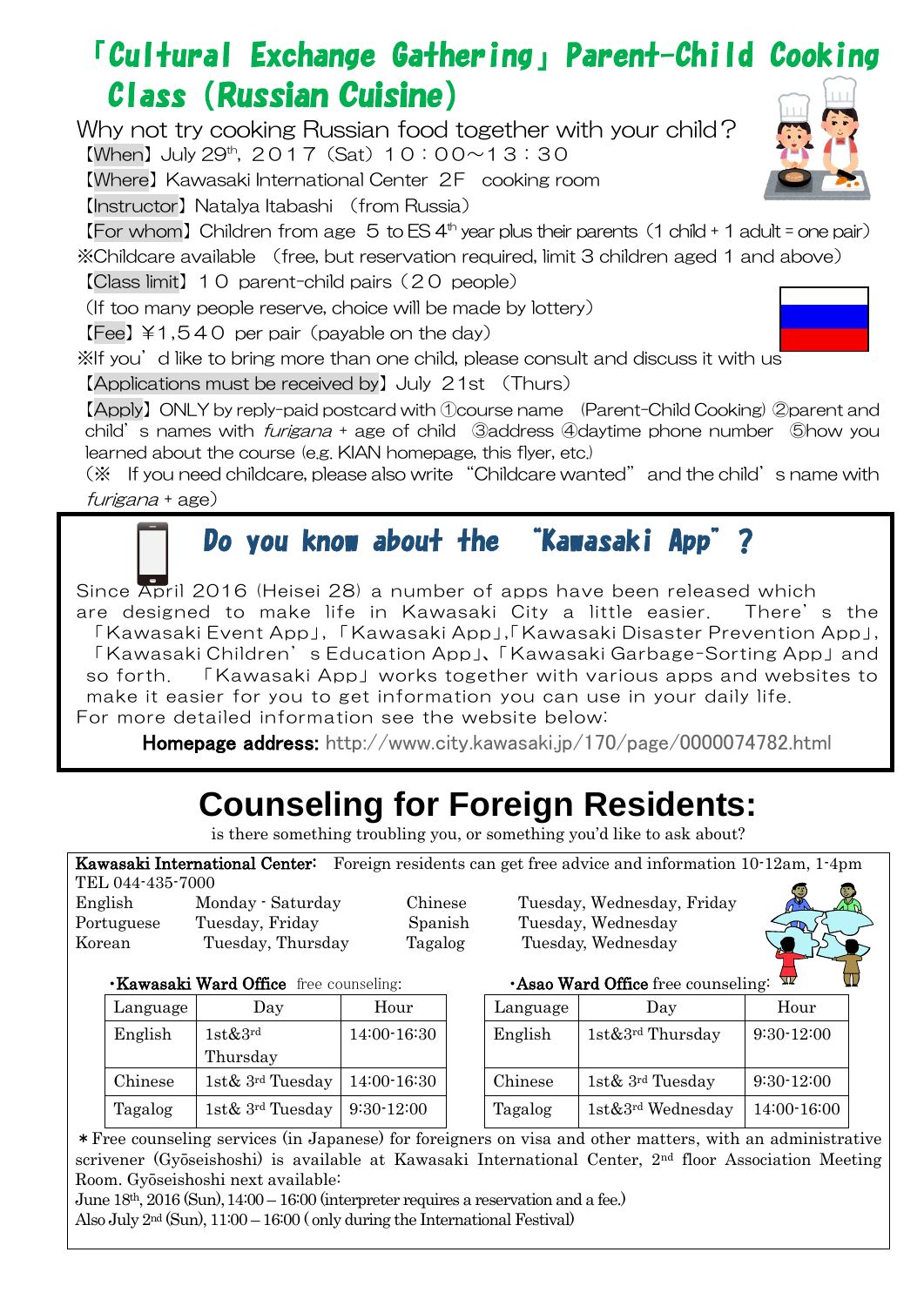# 「Cultural Exchange Gathering」Parent-Child Cooking Class (Russian Cuisine)

Why not try cooking Russian food together with your child?

【When】July 29th, 2017 (Sat) 10：00～13：30

【Where】Kawasaki International Center 2F cooking room

【Instructor】Natalya Itabashi (from Russia)

【For whom】Children from age 5 to ES 4th year plus their parents (1 child + 1 adult = one pair)

※Childcare available (free, but reservation required, limit 3 children aged 1 and above)

【Class limit】10 parent-child pairs (20 people)

(If too many people reserve, choice will be made by lottery)

【Fee】￥1,540 per pair (payable on the day)

※If you'd like to bring more than one child, please consult and discuss it with us

【Applications must be received by】July 21st (Thurs)

【Apply】ONLY by reply-paid postcard with ①course name (Parent-Child Cooking) ②parent and child's names with *furigana* + age of child ③address ④daytime phone number ⑤how you learned about the course (e.g. KIAN homepage, this flyer, etc.)

(※ If you need childcare, please also write "Childcare wanted" and the child's name with *furigana* + age)

## Do you know about the "Kawasaki App"?

Since April 2016 (Heisei 28) a number of apps have been released which are designed to make life in Kawasaki City a little easier. There's the 「Kawasaki Event App」, 「Kawasaki App」,「Kawasaki Disaster Prevention App」, 「Kawasaki Children's Education App」, 「Kawasaki Garbage-Sorting App」 and so forth. 「Kawasaki App」 works together with various apps and websites to make it easier for you to get information you can use in your daily life.
For more detailed information see the website below:

**Homepage address:** http://www.city.kawasaki.jp/170/page/0000074782.html

# Counseling for Foreign Residents:

is there something troubling you, or something you'd like to ask about?

**Kawasaki International Center:** Foreign residents can get free advice and information 10-12am, 1-4pm
TEL 044-435-7000

| | | | |
|---|---|---|---|
| English | Monday - Saturday | Chinese | Tuesday, Wednesday, Friday |
| Portuguese | Tuesday, Friday | Spanish | Tuesday, Wednesday |
| Korean | Tuesday, Thursday | Tagalog | Tuesday, Wednesday |

・**Kawasaki Ward Office** free counseling:

| Language | Day | Hour |
|---|---|---|
| English | 1st&3rd Thursday | 14:00-16:30 |
| Chinese | 1st& 3rd Tuesday | 14:00-16:30 |
| Tagalog | 1st& 3rd Tuesday | 9:30-12:00 |

・**Asao Ward Office** free counseling:

| Language | Day | Hour |
|---|---|---|
| English | 1st&3rd Thursday | 9:30-12:00 |
| Chinese | 1st& 3rd Tuesday | 9:30-12:00 |
| Tagalog | 1st&3rd Wednesday | 14:00-16:00 |

＊Free counseling services (in Japanese) for foreigners on visa and other matters, with an administrative scrivener (Gyōseishoshi) is available at Kawasaki International Center, 2nd floor Association Meeting Room. Gyōseishoshi next available:
June 18th, 2016 (Sun), 14:00 – 16:00 (interpreter requires a reservation and a fee.)
Also July 2nd (Sun), 11:00 – 16:00 ( only during the International Festival)